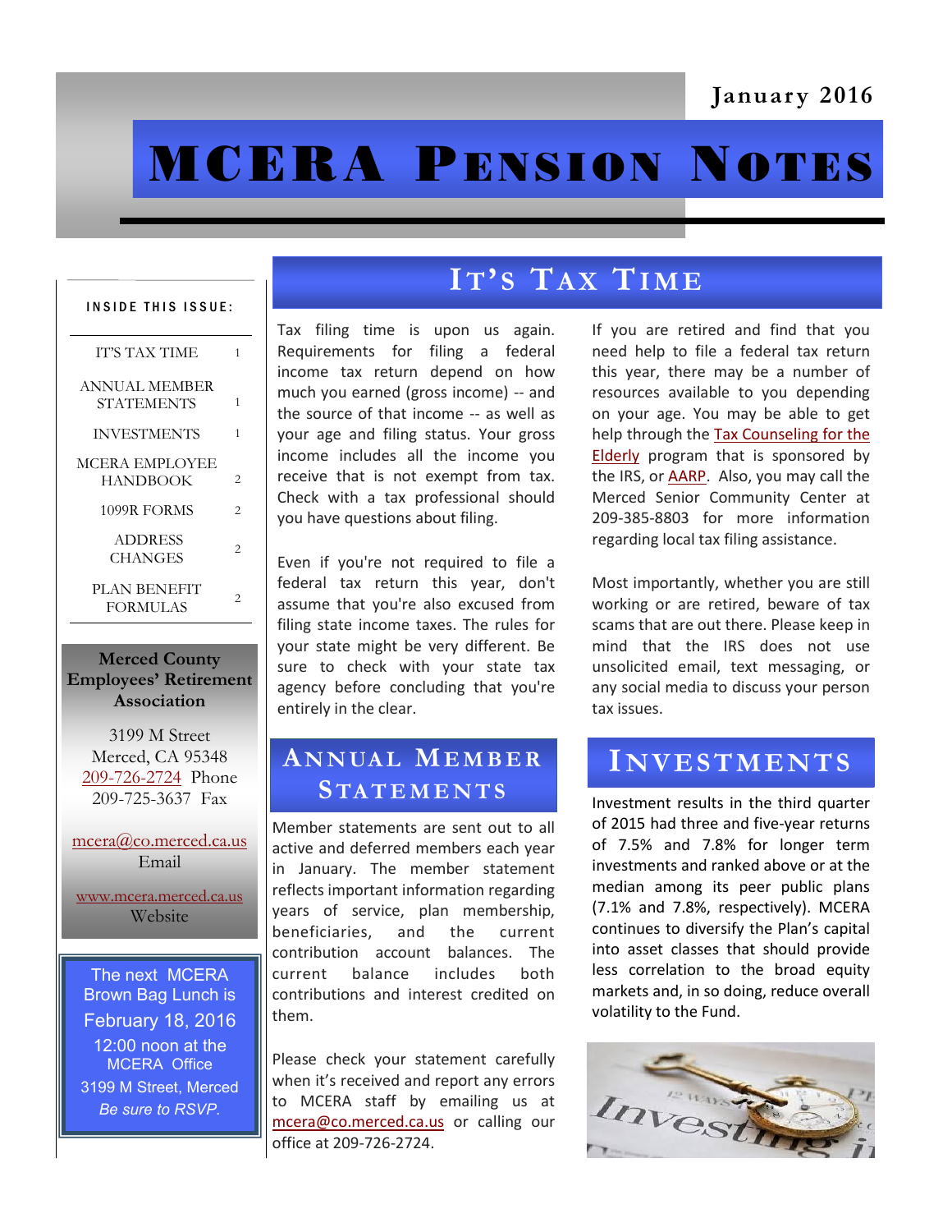January 2016

# MCERA Pension Notes

**INSIDE THIS ISSUE:**

| | |
|---|---|
| IT'S TAX TIME | 1 |
| ANNUAL MEMBER STATEMENTS | 1 |
| INVESTMENTS | 1 |
| MCERA EMPLOYEE HANDBOOK | 2 |
| 1099R FORMS | 2 |
| ADDRESS CHANGES | 2 |
| PLAN BENEFIT FORMULAS | 2 |

**Merced County Employees' Retirement Association**

3199 M Street
Merced, CA 95348
209-726-2724 Phone
209-725-3637 Fax

mcera@co.merced.ca.us
Email

www.mcera.merced.ca.us
Website

The next MCERA Brown Bag Lunch is February 18, 2016
12:00 noon at the MCERA Office
3199 M Street, Merced
*Be sure to RSVP.*

## It's Tax Time

Tax filing time is upon us again. Requirements for filing a federal income tax return depend on how much you earned (gross income) -- and the source of that income -- as well as your age and filing status. Your gross income includes all the income you receive that is not exempt from tax. Check with a tax professional should you have questions about filing.

Even if you're not required to file a federal tax return this year, don't assume that you're also excused from filing state income taxes. The rules for your state might be very different. Be sure to check with your state tax agency before concluding that you're entirely in the clear.

If you are retired and find that you need help to file a federal tax return this year, there may be a number of resources available to you depending on your age. You may be able to get help through the Tax Counseling for the Elderly program that is sponsored by the IRS, or AARP. Also, you may call the Merced Senior Community Center at 209-385-8803 for more information regarding local tax filing assistance.

Most importantly, whether you are still working or are retired, beware of tax scams that are out there. Please keep in mind that the IRS does not use unsolicited email, text messaging, or any social media to discuss your person tax issues.

## Annual Member Statements

Member statements are sent out to all active and deferred members each year in January. The member statement reflects important information regarding years of service, plan membership, beneficiaries, and the current contribution account balances. The current balance includes both contributions and interest credited on them.

Please check your statement carefully when it's received and report any errors to MCERA staff by emailing us at mcera@co.merced.ca.us or calling our office at 209-726-2724.

## Investments

Investment results in the third quarter of 2015 had three and five-year returns of 7.5% and 7.8% for longer term investments and ranked above or at the median among its peer public plans (7.1% and 7.8%, respectively). MCERA continues to diversify the Plan's capital into asset classes that should provide less correlation to the broad equity markets and, in so doing, reduce overall volatility to the Fund.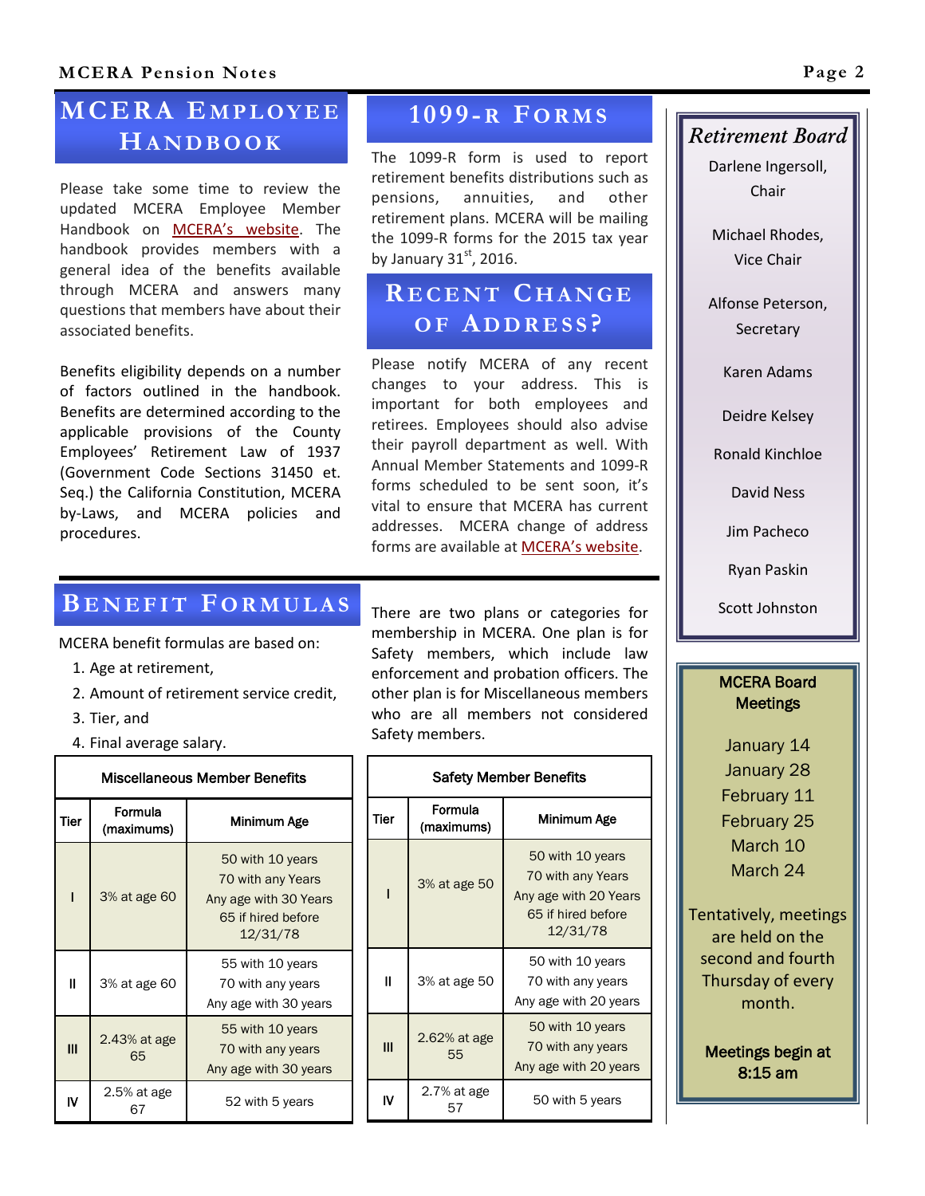## MCERA Employee Handbook

Please take some time to review the updated MCERA Employee Member Handbook on MCERA's website. The handbook provides members with a general idea of the benefits available through MCERA and answers many questions that members have about their associated benefits.

Benefits eligibility depends on a number of factors outlined in the handbook. Benefits are determined according to the applicable provisions of the County Employees' Retirement Law of 1937 (Government Code Sections 31450 et. Seq.) the California Constitution, MCERA by-Laws, and MCERA policies and procedures.

## 1099-R Forms

The 1099-R form is used to report retirement benefits distributions such as pensions, annuities, and other retirement plans. MCERA will be mailing the 1099-R forms for the 2015 tax year by January 31st, 2016.

## Recent Change of Address?

Please notify MCERA of any recent changes to your address. This is important for both employees and retirees. Employees should also advise their payroll department as well. With Annual Member Statements and 1099-R forms scheduled to be sent soon, it's vital to ensure that MCERA has current addresses. MCERA change of address forms are available at MCERA's website.

## Benefit Formulas

MCERA benefit formulas are based on:

1. Age at retirement,
2. Amount of retirement service credit,
3. Tier, and
4. Final average salary.

There are two plans or categories for membership in MCERA. One plan is for Safety members, which include law enforcement and probation officers. The other plan is for Miscellaneous members who are all members not considered Safety members.

**Miscellaneous Member Benefits**

| Tier | Formula (maximums) | Minimum Age |
|---|---|---|
| I | 3% at age 60 | 50 with 10 years<br>70 with any Years<br>Any age with 30 Years<br>65 if hired before 12/31/78 |
| II | 3% at age 60 | 55 with 10 years<br>70 with any years<br>Any age with 30 years |
| III | 2.43% at age 65 | 55 with 10 years<br>70 with any years<br>Any age with 30 years |
| IV | 2.5% at age 67 | 52 with 5 years |

**Safety Member Benefits**

| Tier | Formula (maximums) | Minimum Age |
|---|---|---|
| I | 3% at age 50 | 50 with 10 years<br>70 with any Years<br>Any age with 20 Years<br>65 if hired before 12/31/78 |
| II | 3% at age 50 | 50 with 10 years<br>70 with any years<br>Any age with 20 years |
| III | 2.62% at age 55 | 50 with 10 years<br>70 with any years<br>Any age with 20 years |
| IV | 2.7% at age 57 | 50 with 5 years |

### *Retirement Board*

Darlene Ingersoll, Chair

Michael Rhodes, Vice Chair

Alfonse Peterson, Secretary

Karen Adams

Deidre Kelsey

Ronald Kinchloe

David Ness

Jim Pacheco

Ryan Paskin

Scott Johnston

### MCERA Board Meetings

January 14
January 28
February 11
February 25
March 10
March 24

Tentatively, meetings are held on the second and fourth Thursday of every month.

**Meetings begin at 8:15 am**